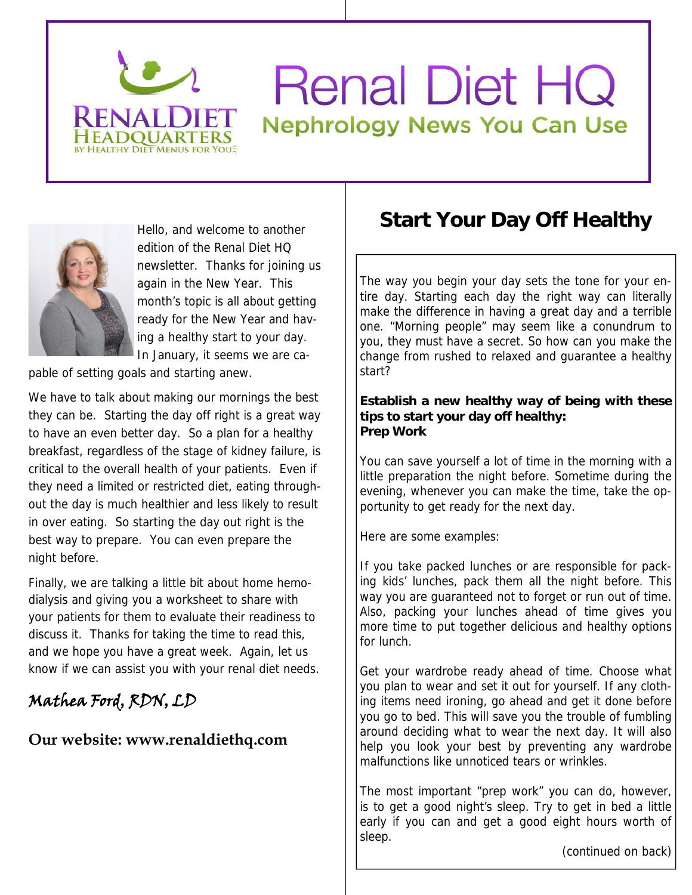# Renal Diet HQ

## Nephrology News You Can Use

Hello, and welcome to another edition of the Renal Diet HQ newsletter. Thanks for joining us again in the New Year. This month's topic is all about getting ready for the New Year and having a healthy start to your day. In January, it seems we are capable of setting goals and starting anew.

We have to talk about making our mornings the best they can be. Starting the day off right is a great way to have an even better day. So a plan for a healthy breakfast, regardless of the stage of kidney failure, is critical to the overall health of your patients. Even if they need a limited or restricted diet, eating throughout the day is much healthier and less likely to result in over eating. So starting the day out right is the best way to prepare. You can even prepare the night before.

Finally, we are talking a little bit about home hemodialysis and giving you a worksheet to share with your patients for them to evaluate their readiness to discuss it. Thanks for taking the time to read this, and we hope you have a great week. Again, let us know if we can assist you with your renal diet needs.

*Mathea Ford, RDN, LD*

**Our website: www.renaldiethq.com**

## Start Your Day Off Healthy

The way you begin your day sets the tone for your entire day. Starting each day the right way can literally make the difference in having a great day and a terrible one. "Morning people" may seem like a conundrum to you, they must have a secret. So how can you make the change from rushed to relaxed and guarantee a healthy start?

**Establish a new healthy way of being with these tips to start your day off healthy:**
**Prep Work**

You can save yourself a lot of time in the morning with a little preparation the night before. Sometime during the evening, whenever you can make the time, take the opportunity to get ready for the next day.

Here are some examples:

If you take packed lunches or are responsible for packing kids' lunches, pack them all the night before. This way you are guaranteed not to forget or run out of time. Also, packing your lunches ahead of time gives you more time to put together delicious and healthy options for lunch.

Get your wardrobe ready ahead of time. Choose what you plan to wear and set it out for yourself. If any clothing items need ironing, go ahead and get it done before you go to bed. This will save you the trouble of fumbling around deciding what to wear the next day. It will also help you look your best by preventing any wardrobe malfunctions like unnoticed tears or wrinkles.

The most important "prep work" you can do, however, is to get a good night's sleep. Try to get in bed a little early if you can and get a good eight hours worth of sleep.

(continued on back)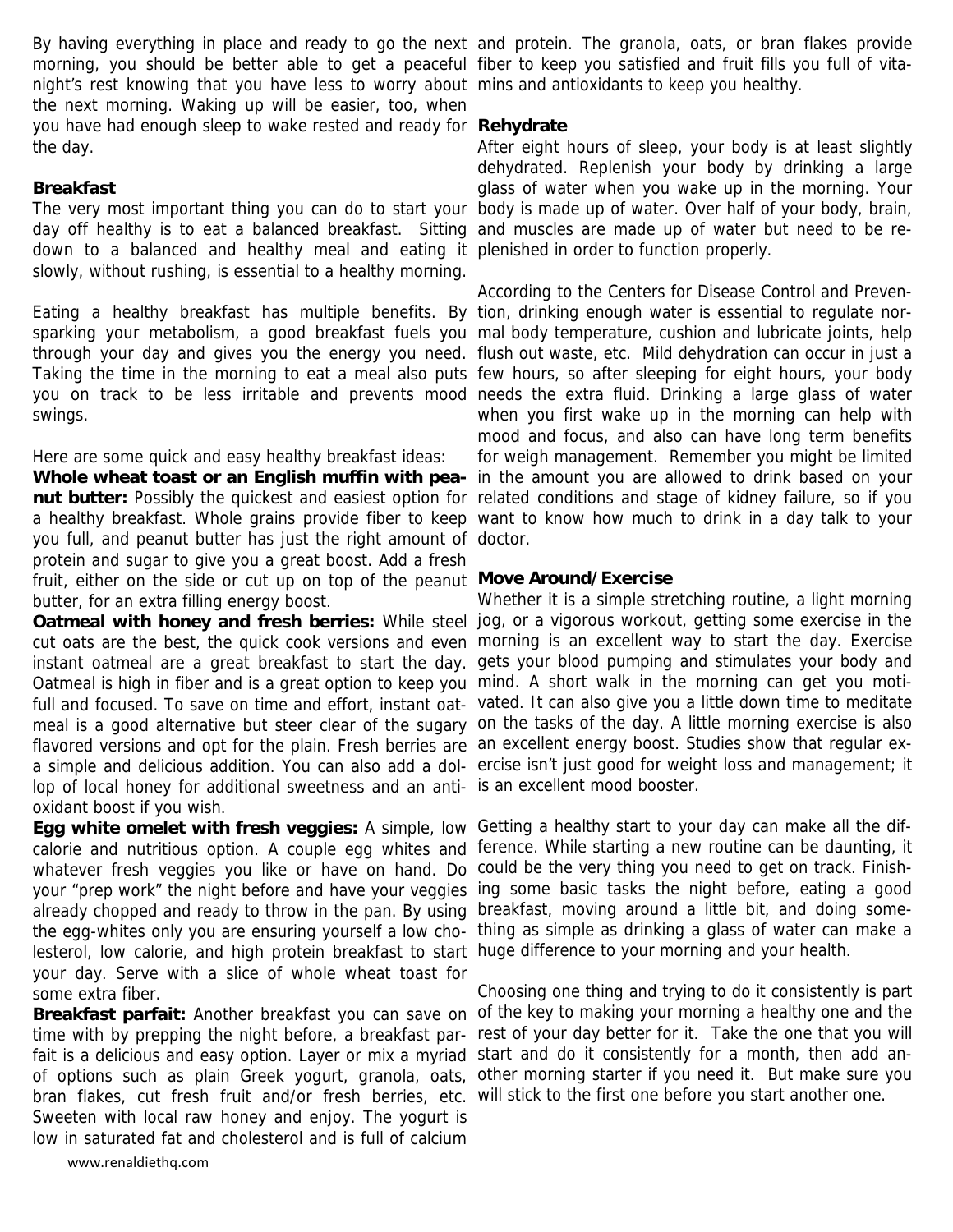By having everything in place and ready to go the next morning, you should be better able to get a peaceful night's rest knowing that you have less to worry about the next morning. Waking up will be easier, too, when you have had enough sleep to wake rested and ready for the day.

**Breakfast**

The very most important thing you can do to start your day off healthy is to eat a balanced breakfast. Sitting down to a balanced and healthy meal and eating it slowly, without rushing, is essential to a healthy morning.

Eating a healthy breakfast has multiple benefits. By sparking your metabolism, a good breakfast fuels you through your day and gives you the energy you need. Taking the time in the morning to eat a meal also puts you on track to be less irritable and prevents mood swings.

Here are some quick and easy healthy breakfast ideas:

**Whole wheat toast or an English muffin with peanut butter:** Possibly the quickest and easiest option for a healthy breakfast. Whole grains provide fiber to keep you full, and peanut butter has just the right amount of protein and sugar to give you a great boost. Add a fresh fruit, either on the side or cut up on top of the peanut butter, for an extra filling energy boost.

**Oatmeal with honey and fresh berries:** While steel cut oats are the best, the quick cook versions and even instant oatmeal are a great breakfast to start the day. Oatmeal is high in fiber and is a great option to keep you full and focused. To save on time and effort, instant oatmeal is a good alternative but steer clear of the sugary flavored versions and opt for the plain. Fresh berries are a simple and delicious addition. You can also add a dollop of local honey for additional sweetness and an antioxidant boost if you wish.

**Egg white omelet with fresh veggies:** A simple, low calorie and nutritious option. A couple egg whites and whatever fresh veggies you like or have on hand. Do your "prep work" the night before and have your veggies already chopped and ready to throw in the pan. By using the egg-whites only you are ensuring yourself a low cholesterol, low calorie, and high protein breakfast to start your day. Serve with a slice of whole wheat toast for some extra fiber.

**Breakfast parfait:** Another breakfast you can save on time with by prepping the night before, a breakfast parfait is a delicious and easy option. Layer or mix a myriad of options such as plain Greek yogurt, granola, oats, bran flakes, cut fresh fruit and/or fresh berries, etc. Sweeten with local raw honey and enjoy. The yogurt is low in saturated fat and cholesterol and is full of calcium and protein. The granola, oats, or bran flakes provide fiber to keep you satisfied and fruit fills you full of vitamins and antioxidants to keep you healthy.

**Rehydrate**

After eight hours of sleep, your body is at least slightly dehydrated. Replenish your body by drinking a large glass of water when you wake up in the morning. Your body is made up of water. Over half of your body, brain, and muscles are made up of water but need to be replenished in order to function properly.

According to the Centers for Disease Control and Prevention, drinking enough water is essential to regulate normal body temperature, cushion and lubricate joints, help flush out waste, etc. Mild dehydration can occur in just a few hours, so after sleeping for eight hours, your body needs the extra fluid. Drinking a large glass of water when you first wake up in the morning can help with mood and focus, and also can have long term benefits for weigh management. Remember you might be limited in the amount you are allowed to drink based on your related conditions and stage of kidney failure, so if you want to know how much to drink in a day talk to your doctor.

**Move Around/Exercise**

Whether it is a simple stretching routine, a light morning jog, or a vigorous workout, getting some exercise in the morning is an excellent way to start the day. Exercise gets your blood pumping and stimulates your body and mind. A short walk in the morning can get you motivated. It can also give you a little down time to meditate on the tasks of the day. A little morning exercise is also an excellent energy boost. Studies show that regular exercise isn't just good for weight loss and management; it is an excellent mood booster.

Getting a healthy start to your day can make all the difference. While starting a new routine can be daunting, it could be the very thing you need to get on track. Finishing some basic tasks the night before, eating a good breakfast, moving around a little bit, and doing something as simple as drinking a glass of water can make a huge difference to your morning and your health.

Choosing one thing and trying to do it consistently is part of the key to making your morning a healthy one and the rest of your day better for it. Take the one that you will start and do it consistently for a month, then add another morning starter if you need it. But make sure you will stick to the first one before you start another one.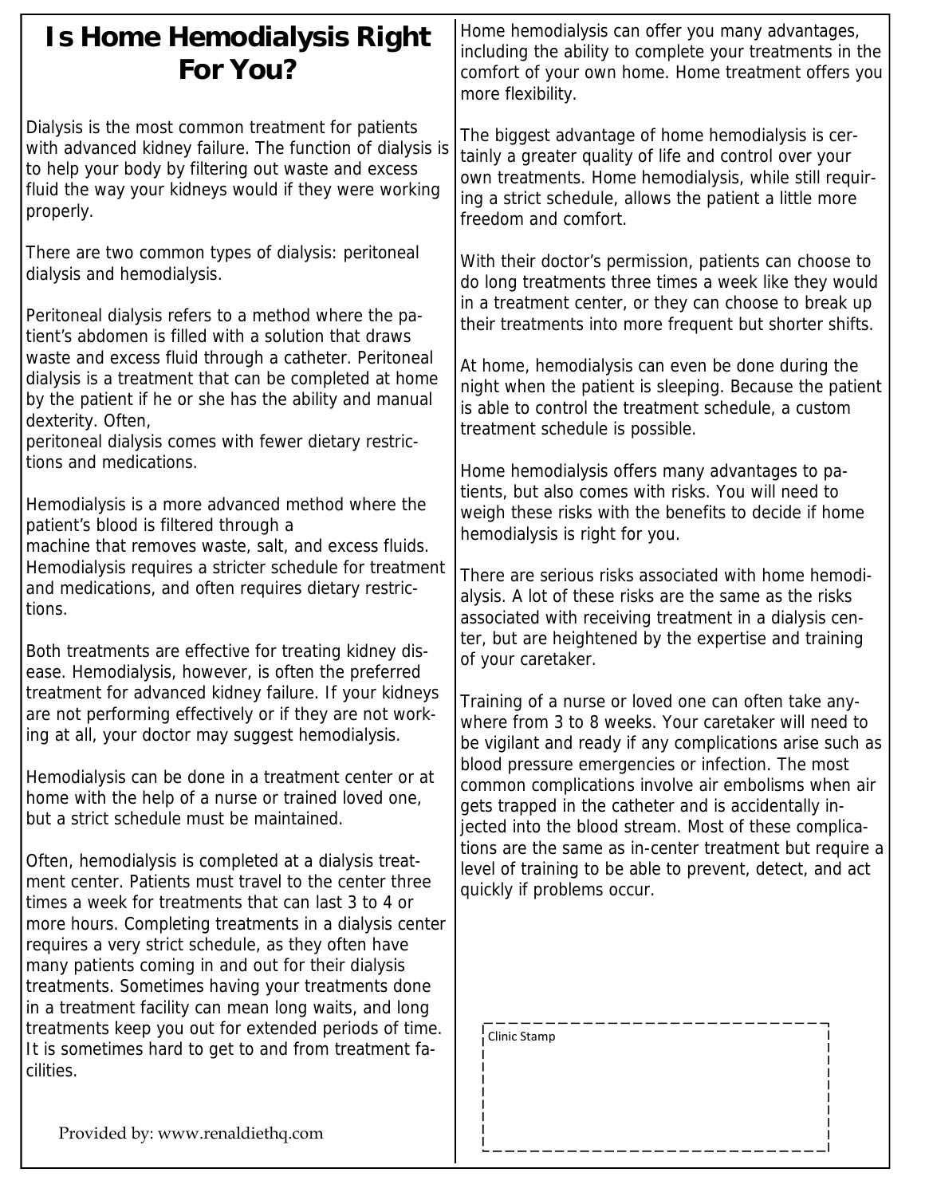# Is Home Hemodialysis Right For You?

Dialysis is the most common treatment for patients with advanced kidney failure. The function of dialysis is to help your body by filtering out waste and excess fluid the way your kidneys would if they were working properly.

There are two common types of dialysis: peritoneal dialysis and hemodialysis.

Peritoneal dialysis refers to a method where the patient's abdomen is filled with a solution that draws waste and excess fluid through a catheter. Peritoneal dialysis is a treatment that can be completed at home by the patient if he or she has the ability and manual dexterity. Often, peritoneal dialysis comes with fewer dietary restrictions and medications.

Hemodialysis is a more advanced method where the patient's blood is filtered through a machine that removes waste, salt, and excess fluids. Hemodialysis requires a stricter schedule for treatment and medications, and often requires dietary restrictions.

Both treatments are effective for treating kidney disease. Hemodialysis, however, is often the preferred treatment for advanced kidney failure. If your kidneys are not performing effectively or if they are not working at all, your doctor may suggest hemodialysis.

Hemodialysis can be done in a treatment center or at home with the help of a nurse or trained loved one, but a strict schedule must be maintained.

Often, hemodialysis is completed at a dialysis treatment center. Patients must travel to the center three times a week for treatments that can last 3 to 4 or more hours. Completing treatments in a dialysis center requires a very strict schedule, as they often have many patients coming in and out for their dialysis treatments. Sometimes having your treatments done in a treatment facility can mean long waits, and long treatments keep you out for extended periods of time. It is sometimes hard to get to and from treatment facilities.

Provided by: www.renaldiethq.com

Home hemodialysis can offer you many advantages, including the ability to complete your treatments in the comfort of your own home. Home treatment offers you more flexibility.

The biggest advantage of home hemodialysis is certainly a greater quality of life and control over your own treatments. Home hemodialysis, while still requiring a strict schedule, allows the patient a little more freedom and comfort.

With their doctor's permission, patients can choose to do long treatments three times a week like they would in a treatment center, or they can choose to break up their treatments into more frequent but shorter shifts.

At home, hemodialysis can even be done during the night when the patient is sleeping. Because the patient is able to control the treatment schedule, a custom treatment schedule is possible.

Home hemodialysis offers many advantages to patients, but also comes with risks. You will need to weigh these risks with the benefits to decide if home hemodialysis is right for you.

There are serious risks associated with home hemodialysis. A lot of these risks are the same as the risks associated with receiving treatment in a dialysis center, but are heightened by the expertise and training of your caretaker.

Training of a nurse or loved one can often take anywhere from 3 to 8 weeks. Your caretaker will need to be vigilant and ready if any complications arise such as blood pressure emergencies or infection. The most common complications involve air embolisms when air gets trapped in the catheter and is accidentally injected into the blood stream. Most of these complications are the same as in-center treatment but require a level of training to be able to prevent, detect, and act quickly if problems occur.

Clinic Stamp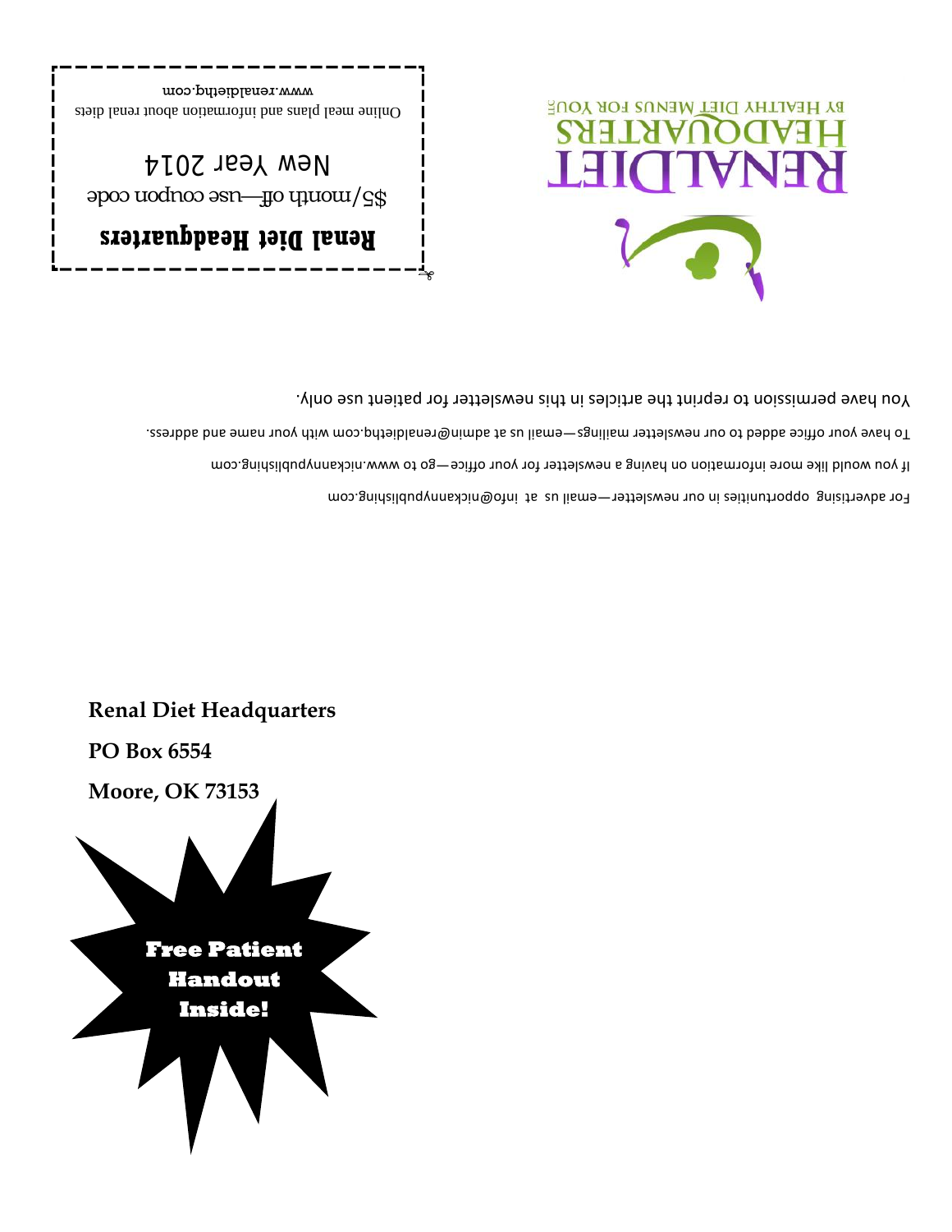# RENAL DIET HEADQUARTERS

BY HEALTHY DIET MENUS FOR YOU!!!

**Renal Diet Headquarters**

$5/month off—use coupon code

New Year 2014

Online meal plans and information about renal diets

www.renaldiethq.com

For advertising opportunities in our newsletter—email us at info@nickannypublishing.com

If you would like more information on having a newsletter for your office—go to www.nickannypublishing.com

To have your office added to our newsletter mailings—email us at admin@renaldiethq.com with your name and address.

You have permission to reprint the articles in this newsletter for patient use only.

**Renal Diet Headquarters**

**PO Box 6554**

**Moore, OK 73153**

**Free Patient Handout Inside!**